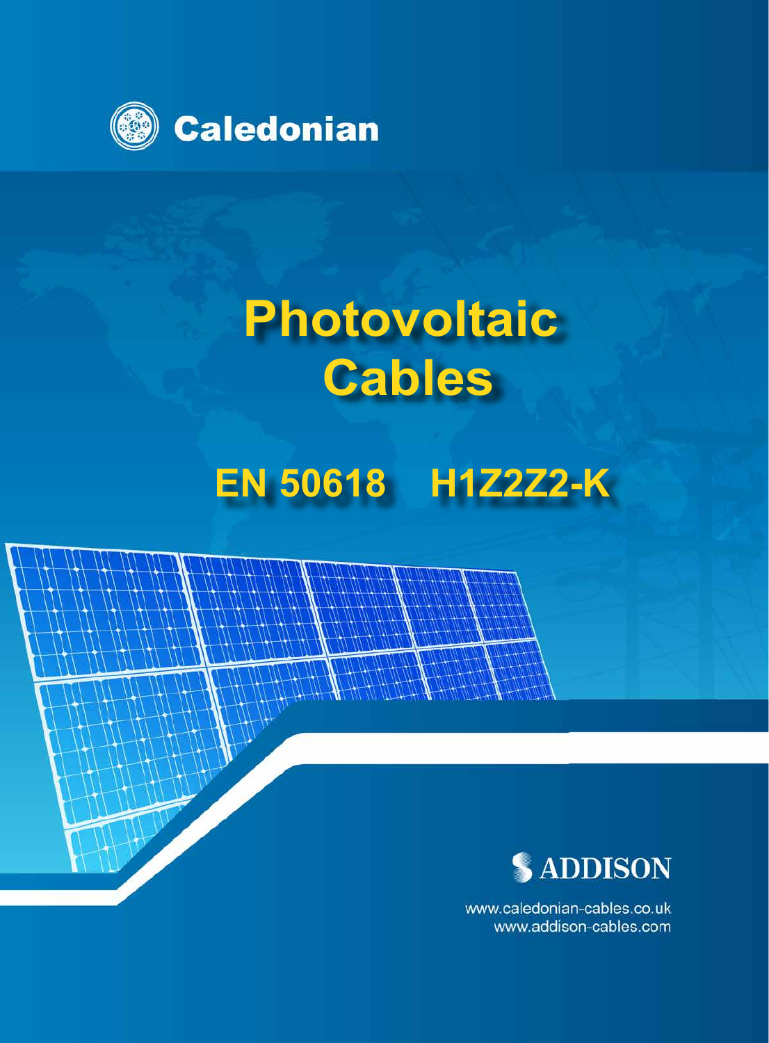Caledonian

# Photovoltaic Cables

## EN 50618 H1Z2Z2-K

ADDISON

www.caledonian-cables.co.uk
www.addison-cables.com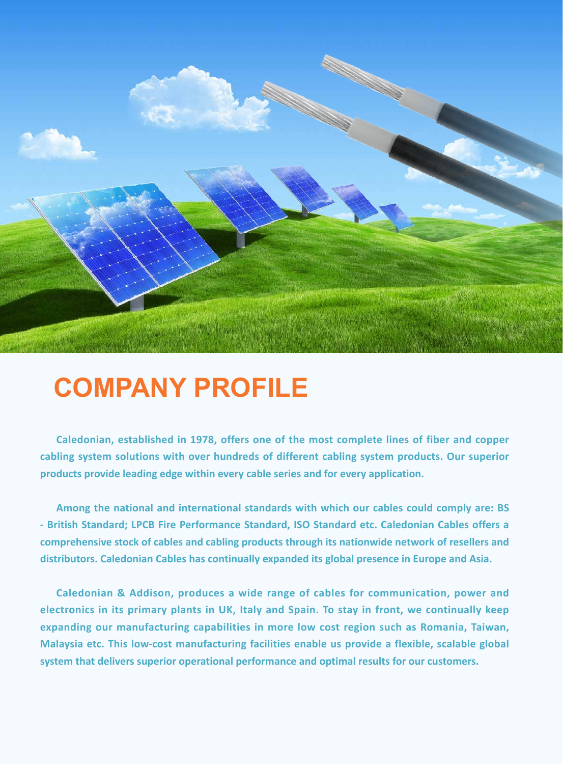# COMPANY PROFILE

**Caledonian, established in 1978, offers one of the most complete lines of fiber and copper cabling system solutions with over hundreds of different cabling system products. Our superior products provide leading edge within every cable series and for every application.**

**Among the national and international standards with which our cables could comply are: BS - British Standard; LPCB Fire Performance Standard, ISO Standard etc. Caledonian Cables offers a comprehensive stock of cables and cabling products through its nationwide network of resellers and distributors. Caledonian Cables has continually expanded its global presence in Europe and Asia.**

**Caledonian & Addison, produces a wide range of cables for communication, power and electronics in its primary plants in UK, Italy and Spain. To stay in front, we continually keep expanding our manufacturing capabilities in more low cost region such as Romania, Taiwan, Malaysia etc. This low-cost manufacturing facilities enable us provide a flexible, scalable global system that delivers superior operational performance and optimal results for our customers.**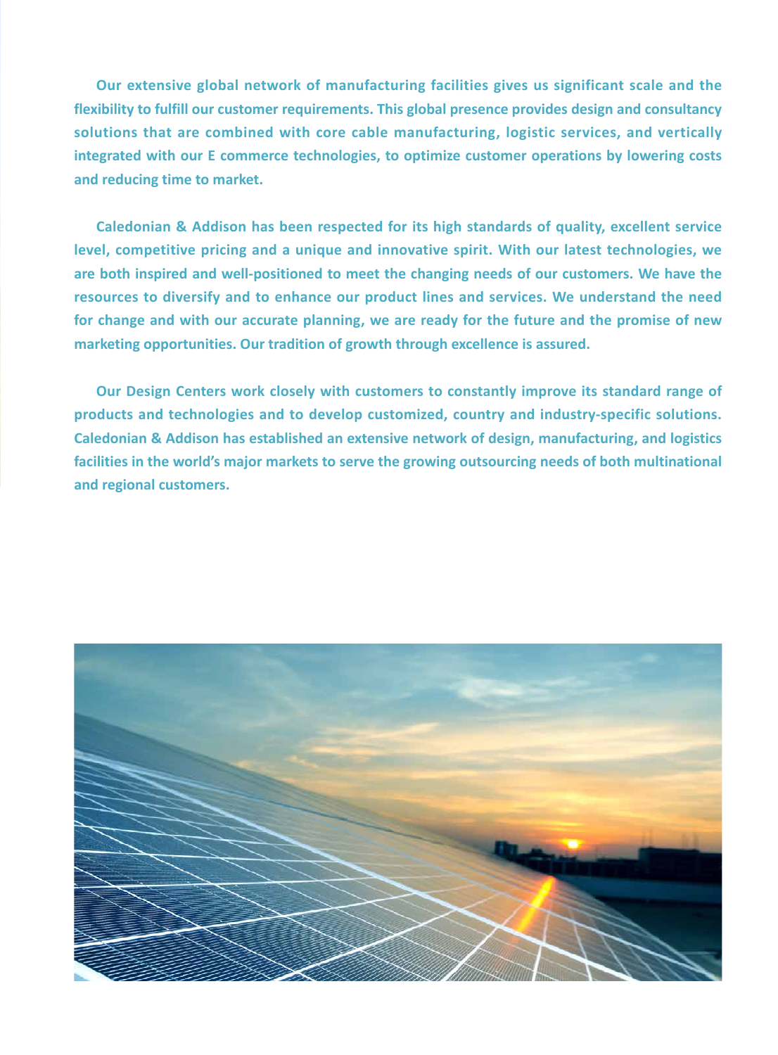Our extensive global network of manufacturing facilities gives us significant scale and the flexibility to fulfill our customer requirements. This global presence provides design and consultancy solutions that are combined with core cable manufacturing, logistic services, and vertically integrated with our E commerce technologies, to optimize customer operations by lowering costs and reducing time to market.

Caledonian & Addison has been respected for its high standards of quality, excellent service level, competitive pricing and a unique and innovative spirit. With our latest technologies, we are both inspired and well-positioned to meet the changing needs of our customers. We have the resources to diversify and to enhance our product lines and services. We understand the need for change and with our accurate planning, we are ready for the future and the promise of new marketing opportunities. Our tradition of growth through excellence is assured.

Our Design Centers work closely with customers to constantly improve its standard range of products and technologies and to develop customized, country and industry-specific solutions. Caledonian & Addison has established an extensive network of design, manufacturing, and logistics facilities in the world's major markets to serve the growing outsourcing needs of both multinational and regional customers.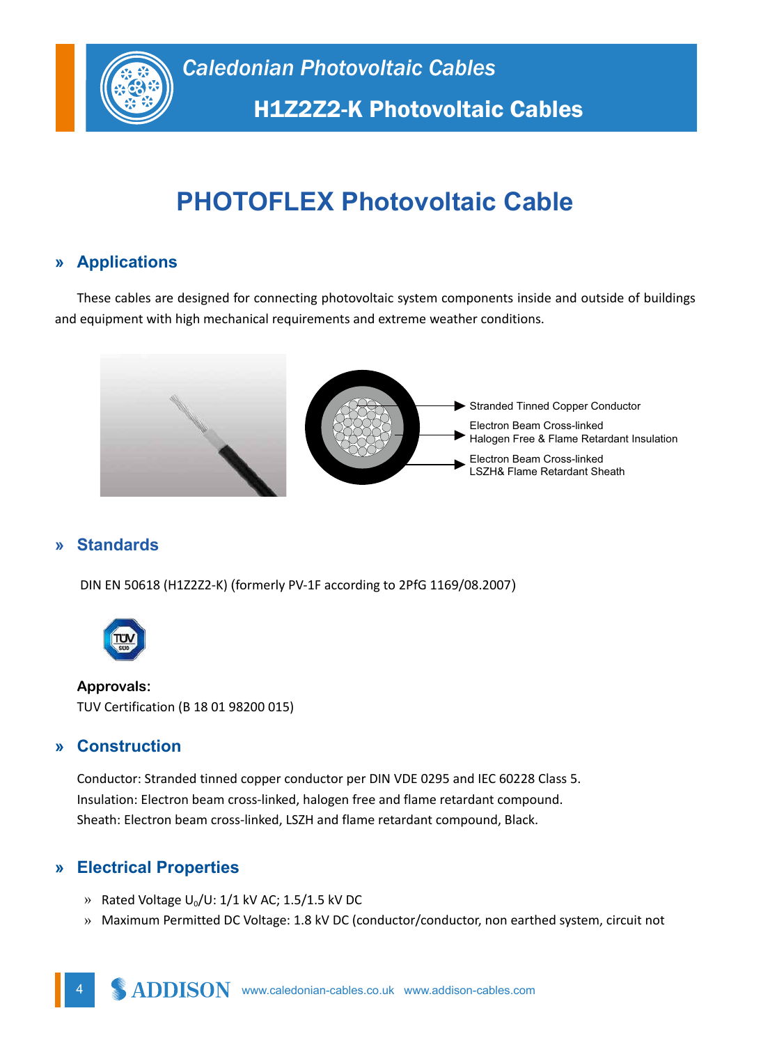# Caledonian Photovoltaic Cables

## H1Z2Z2-K Photovoltaic Cables

# PHOTOFLEX Photovoltaic Cable

## » Applications

These cables are designed for connecting photovoltaic system components inside and outside of buildings and equipment with high mechanical requirements and extreme weather conditions.

- Stranded Tinned Copper Conductor
- Electron Beam Cross-linked Halogen Free & Flame Retardant Insulation
- Electron Beam Cross-linked LSZH& Flame Retardant Sheath

## » Standards

DIN EN 50618 (H1Z2Z2-K) (formerly PV-1F according to 2PfG 1169/08.2007)

**Approvals:**
TUV Certification (B 18 01 98200 015)

## » Construction

Conductor: Stranded tinned copper conductor per DIN VDE 0295 and IEC 60228 Class 5.
Insulation: Electron beam cross-linked, halogen free and flame retardant compound.
Sheath: Electron beam cross-linked, LSZH and flame retardant compound, Black.

## » Electrical Properties

- Rated Voltage $U_0/U$: 1/1 kV AC; 1.5/1.5 kV DC
- Maximum Permitted DC Voltage: 1.8 kV DC (conductor/conductor, non earthed system, circuit not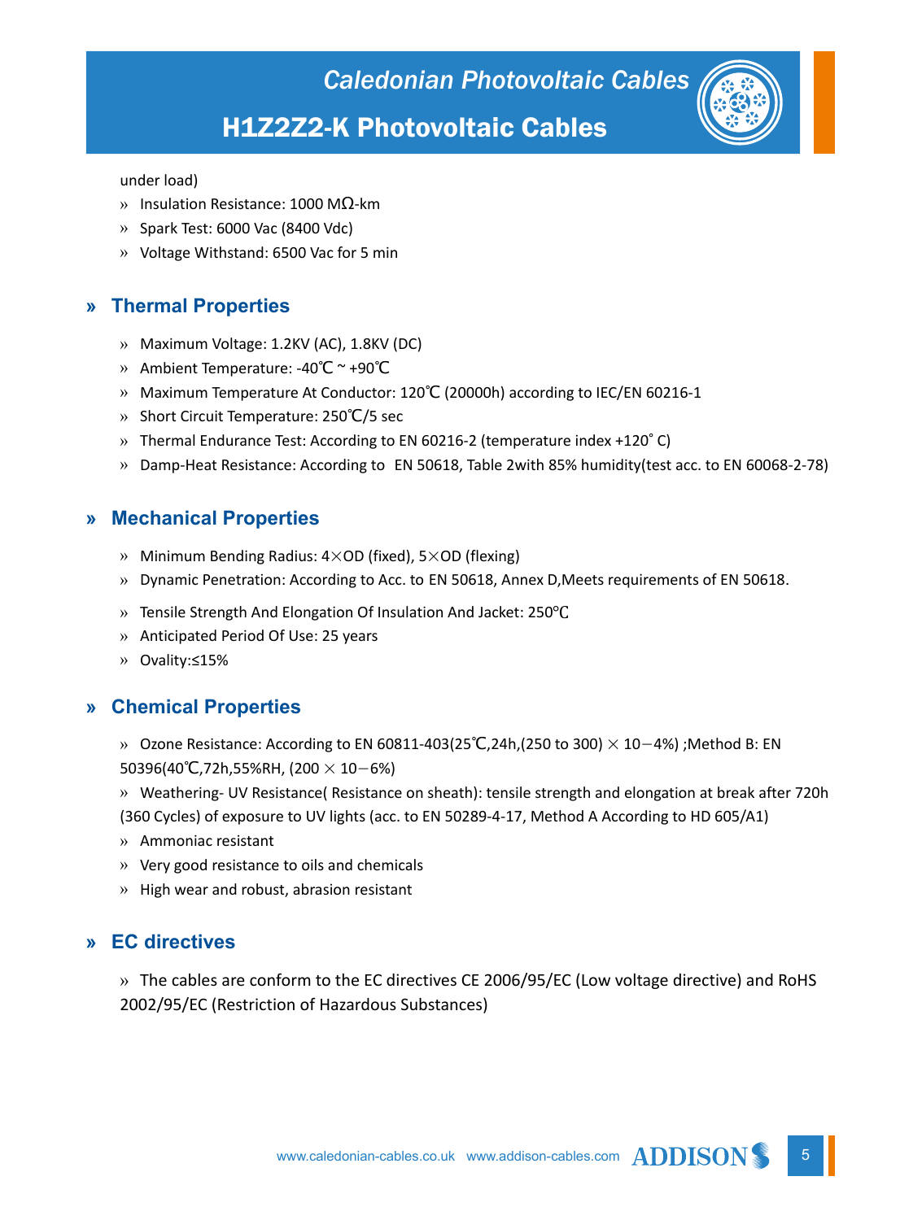under load)

- Insulation Resistance: 1000 MΩ-km
- Spark Test: 6000 Vac (8400 Vdc)
- Voltage Withstand: 6500 Vac for 5 min

## » Thermal Properties

- Maximum Voltage: 1.2KV (AC), 1.8KV (DC)
- Ambient Temperature: -40℃ ~ +90℃
- Maximum Temperature At Conductor: 120℃ (20000h) according to IEC/EN 60216-1
- Short Circuit Temperature: 250℃/5 sec
- Thermal Endurance Test: According to EN 60216-2 (temperature index +120˚ C)
- Damp-Heat Resistance: According to EN 50618, Table 2with 85% humidity(test acc. to EN 60068-2-78)

## » Mechanical Properties

- Minimum Bending Radius: 4×OD (fixed), 5×OD (flexing)
- Dynamic Penetration: According to Acc. to EN 50618, Annex D,Meets requirements of EN 50618.
- Tensile Strength And Elongation Of Insulation And Jacket: 250℃
- Anticipated Period Of Use: 25 years
- Ovality:≤15%

## » Chemical Properties

- Ozone Resistance: According to EN 60811-403(25℃,24h,(250 to 300) × 10−4%) ;Method B: EN 50396(40℃,72h,55%RH, (200 × 10−6%)
- Weathering- UV Resistance( Resistance on sheath): tensile strength and elongation at break after 720h (360 Cycles) of exposure to UV lights (acc. to EN 50289-4-17, Method A According to HD 605/A1)
- Ammoniac resistant
- Very good resistance to oils and chemicals
- High wear and robust, abrasion resistant

## » EC directives

- The cables are conform to the EC directives CE 2006/95/EC (Low voltage directive) and RoHS 2002/95/EC (Restriction of Hazardous Substances)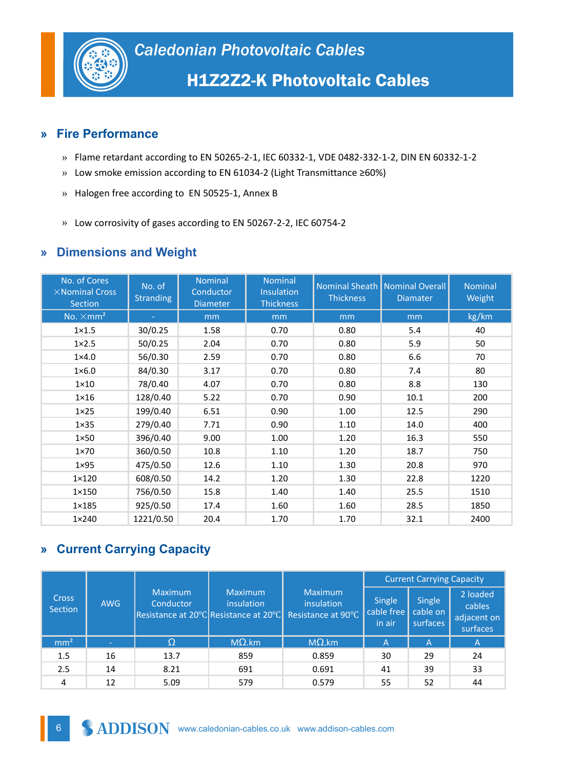# Caledonian Photovoltaic Cables

## H1Z2Z2-K Photovoltaic Cables

### » Fire Performance

- Flame retardant according to EN 50265-2-1, IEC 60332-1, VDE 0482-332-1-2, DIN EN 60332-1-2
- Low smoke emission according to EN 61034-2 (Light Transmittance ≥60%)
- Halogen free according to EN 50525-1, Annex B
- Low corrosivity of gases according to EN 50267-2-2, IEC 60754-2

### » Dimensions and Weight

| No. of Cores ×Nominal Cross Section | No. of Stranding | Nominal Conductor Diameter | Nominal Insulation Thickness | Nominal Sheath Thickness | Nominal Overall Diamater | Nominal Weight |
|---|---|---|---|---|---|---|
| No. ×mm² | - | mm | mm | mm | mm | kg/km |
| 1×1.5 | 30/0.25 | 1.58 | 0.70 | 0.80 | 5.4 | 40 |
| 1×2.5 | 50/0.25 | 2.04 | 0.70 | 0.80 | 5.9 | 50 |
| 1×4.0 | 56/0.30 | 2.59 | 0.70 | 0.80 | 6.6 | 70 |
| 1×6.0 | 84/0.30 | 3.17 | 0.70 | 0.80 | 7.4 | 80 |
| 1×10 | 78/0.40 | 4.07 | 0.70 | 0.80 | 8.8 | 130 |
| 1×16 | 128/0.40 | 5.22 | 0.70 | 0.90 | 10.1 | 200 |
| 1×25 | 199/0.40 | 6.51 | 0.90 | 1.00 | 12.5 | 290 |
| 1×35 | 279/0.40 | 7.71 | 0.90 | 1.10 | 14.0 | 400 |
| 1×50 | 396/0.40 | 9.00 | 1.00 | 1.20 | 16.3 | 550 |
| 1×70 | 360/0.50 | 10.8 | 1.10 | 1.20 | 18.7 | 750 |
| 1×95 | 475/0.50 | 12.6 | 1.10 | 1.30 | 20.8 | 970 |
| 1×120 | 608/0.50 | 14.2 | 1.20 | 1.30 | 22.8 | 1220 |
| 1×150 | 756/0.50 | 15.8 | 1.40 | 1.40 | 25.5 | 1510 |
| 1×185 | 925/0.50 | 17.4 | 1.60 | 1.60 | 28.5 | 1850 |
| 1×240 | 1221/0.50 | 20.4 | 1.70 | 1.70 | 32.1 | 2400 |

### » Current Carrying Capacity

| Cross Section | AWG | Maximum Conductor Resistance at 20℃ | Maximum insulation Resistance at 20℃ | Maximum insulation Resistance at 90℃ | Current Carrying Capacity | | |
|---|---|---|---|---|---|---|---|
| | | | | | Single cable free in air | Single cable on surfaces | 2 loaded cables adjacent on surfaces |
| mm² | - | Ω | MΩ.km | MΩ.km | A | A | A |
| 1.5 | 16 | 13.7 | 859 | 0.859 | 30 | 29 | 24 |
| 2.5 | 14 | 8.21 | 691 | 0.691 | 41 | 39 | 33 |
| 4 | 12 | 5.09 | 579 | 0.579 | 55 | 52 | 44 |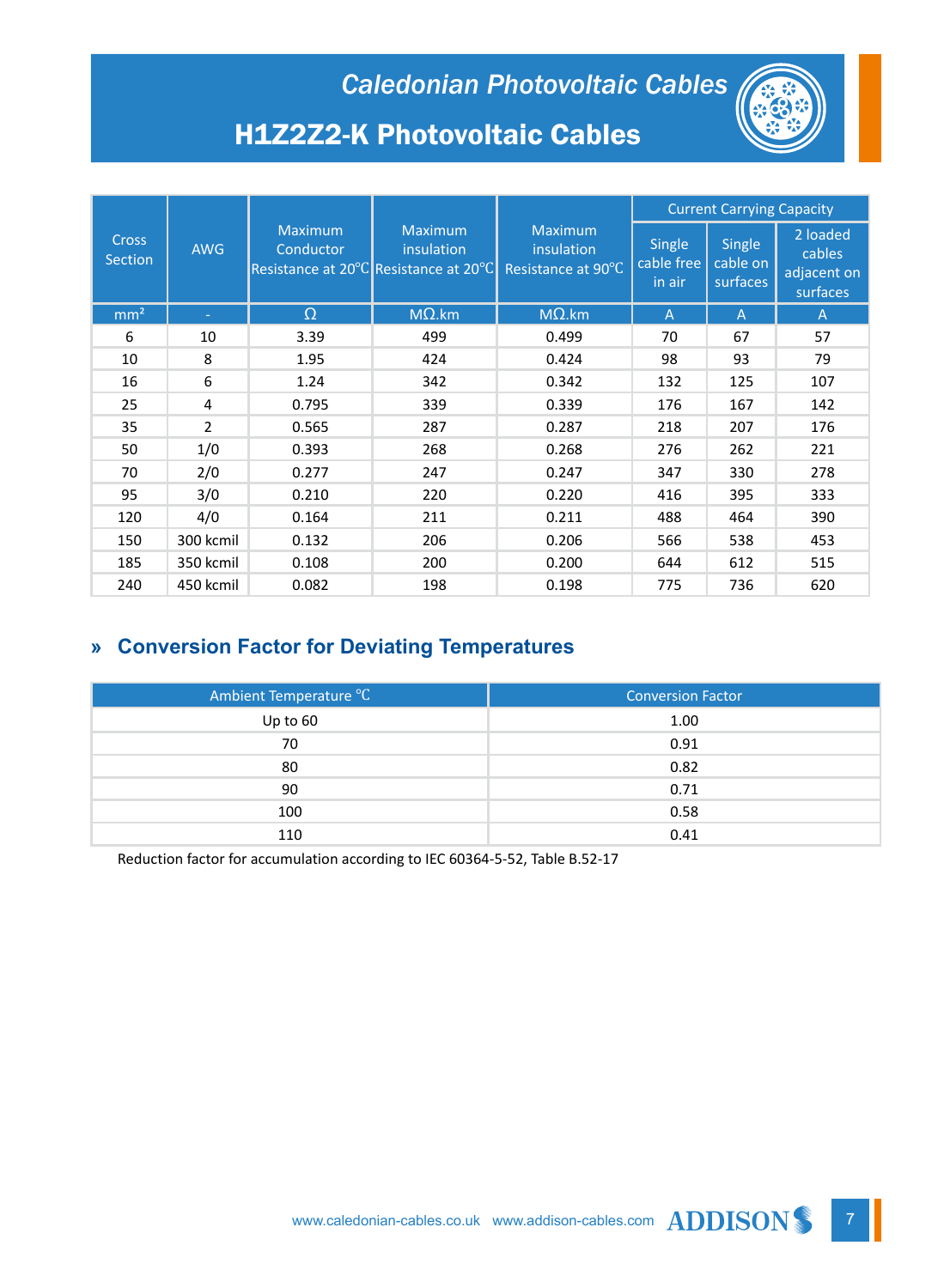# Caledonian Photovoltaic Cables

## H1Z2Z2-K Photovoltaic Cables

| Cross Section | AWG | Maximum Conductor Resistance at 20℃ | Maximum insulation Resistance at 20℃ | Maximum insulation Resistance at 90℃ | Current Carrying Capacity | | |
|---|---|---|---|---|---|---|---|
| | | | | | Single cable free in air | Single cable on surfaces | 2 loaded cables adjacent on surfaces |
| mm² | - | Ω | MΩ.km | MΩ.km | A | A | A |
| 6 | 10 | 3.39 | 499 | 0.499 | 70 | 67 | 57 |
| 10 | 8 | 1.95 | 424 | 0.424 | 98 | 93 | 79 |
| 16 | 6 | 1.24 | 342 | 0.342 | 132 | 125 | 107 |
| 25 | 4 | 0.795 | 339 | 0.339 | 176 | 167 | 142 |
| 35 | 2 | 0.565 | 287 | 0.287 | 218 | 207 | 176 |
| 50 | 1/0 | 0.393 | 268 | 0.268 | 276 | 262 | 221 |
| 70 | 2/0 | 0.277 | 247 | 0.247 | 347 | 330 | 278 |
| 95 | 3/0 | 0.210 | 220 | 0.220 | 416 | 395 | 333 |
| 120 | 4/0 | 0.164 | 211 | 0.211 | 488 | 464 | 390 |
| 150 | 300 kcmil | 0.132 | 206 | 0.206 | 566 | 538 | 453 |
| 185 | 350 kcmil | 0.108 | 200 | 0.200 | 644 | 612 | 515 |
| 240 | 450 kcmil | 0.082 | 198 | 0.198 | 775 | 736 | 620 |

### » Conversion Factor for Deviating Temperatures

| Ambient Temperature ℃ | Conversion Factor |
|---|---|
| Up to 60 | 1.00 |
| 70 | 0.91 |
| 80 | 0.82 |
| 90 | 0.71 |
| 100 | 0.58 |
| 110 | 0.41 |

Reduction factor for accumulation according to IEC 60364-5-52, Table B.52-17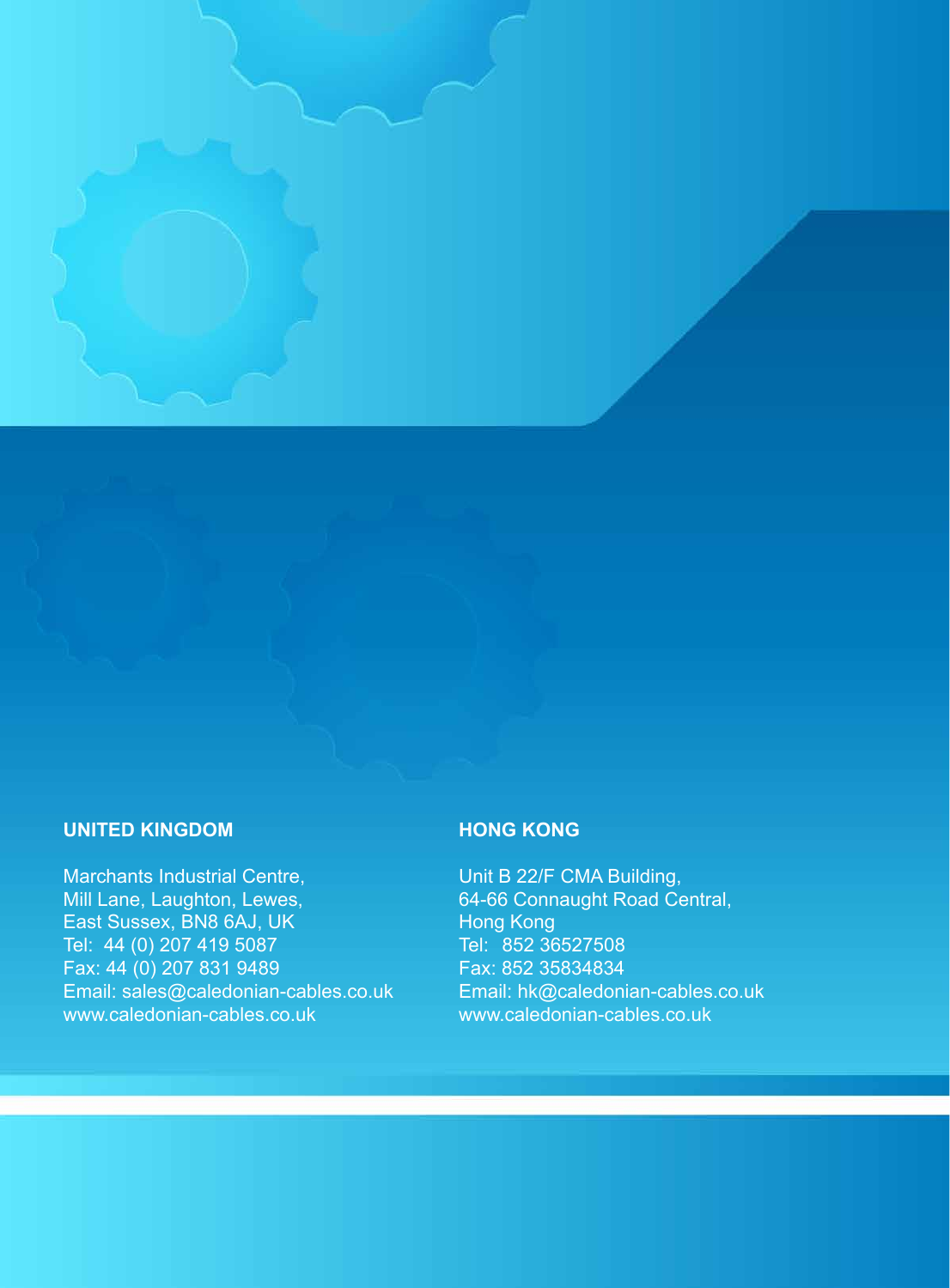**UNITED KINGDOM**

Marchants Industrial Centre,
Mill Lane, Laughton, Lewes,
East Sussex, BN8 6AJ, UK
Tel: 44 (0) 207 419 5087
Fax: 44 (0) 207 831 9489
Email: sales@caledonian-cables.co.uk
www.caledonian-cables.co.uk

**HONG KONG**

Unit B 22/F CMA Building,
64-66 Connaught Road Central,
Hong Kong
Tel: 852 36527508
Fax: 852 35834834
Email: hk@caledonian-cables.co.uk
www.caledonian-cables.co.uk